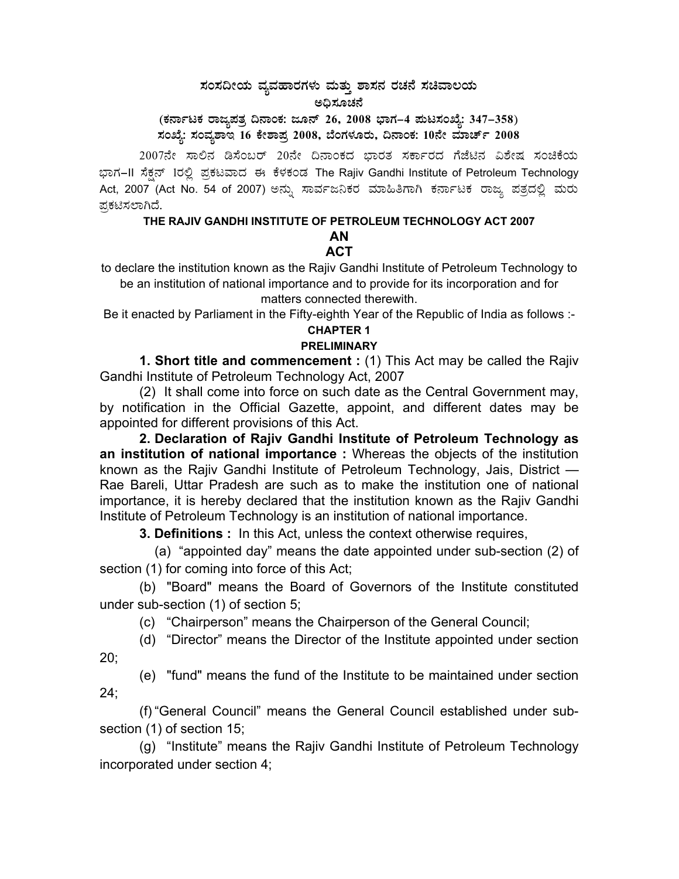# ಸಂಸದೀಯ ವ್ಯವಹಾರಗಳು ಮತ್ತು ಶಾಸನ ರಚನೆ ಸಚಿವಾಲಯ

## ಅಧಿಸೂಚನೆ

**(ಕರ್ನಾಟಕ ರಾಜ್ಯಪತ್ರ ದಿನಾಂಕ: ಜೂನ್ 26, 2008 ಭಾಗ–4 ಪುಟಸಂಖ್ಯೆ: 347–358)**
**ಸಂಖ್ಯೆ: ಸಂವ್ಯಶಾಇ 16 ಕೇಶಾಪ್ರ 2008, ಬೆಂಗಳೂರು, ದಿನಾಂಕ: 10ನೇ ಮಾರ್ಚ್ 2008**

2007ನೇ ಸಾಲಿನ ಡಿಸೆಂಬರ್ 20ನೇ ದಿನಾಂಕದ ಭಾರತ ಸರ್ಕಾರದ ಗೆಜೆಟಿನ ವಿಶೇಷ ಸಂಚಿಕೆಯ ಭಾಗ–II ಸೆಕ್ಷನ್ 1ರಲ್ಲಿ ಪ್ರಕಟವಾದ ಈ ಕೆಳಕಂಡ The Rajiv Gandhi Institute of Petroleum Technology Act, 2007 (Act No. 54 of 2007) ಅನ್ನು ಸಾರ್ವಜನಿಕರ ಮಾಹಿತಿಗಾಗಿ ಕರ್ನಾಟಕ ರಾಜ್ಯ ಪತ್ರದಲ್ಲಿ ಮರು ಪ್ರಕಟಿಸಲಾಗಿದೆ.

**THE RAJIV GANDHI INSTITUTE OF PETROLEUM TECHNOLOGY ACT 2007**

**AN**
**ACT**

to declare the institution known as the Rajiv Gandhi Institute of Petroleum Technology to be an institution of national importance and to provide for its incorporation and for matters connected therewith.

Be it enacted by Parliament in the Fifty-eighth Year of the Republic of India as follows :-

**CHAPTER 1**

**PRELIMINARY**

**1. Short title and commencement :** (1) This Act may be called the Rajiv Gandhi Institute of Petroleum Technology Act, 2007

(2) It shall come into force on such date as the Central Government may, by notification in the Official Gazette, appoint, and different dates may be appointed for different provisions of this Act.

**2. Declaration of Rajiv Gandhi Institute of Petroleum Technology as an institution of national importance :** Whereas the objects of the institution known as the Rajiv Gandhi Institute of Petroleum Technology, Jais, District — Rae Bareli, Uttar Pradesh are such as to make the institution one of national importance, it is hereby declared that the institution known as the Rajiv Gandhi Institute of Petroleum Technology is an institution of national importance.

**3. Definitions :** In this Act, unless the context otherwise requires,

(a) "appointed day" means the date appointed under sub-section (2) of section (1) for coming into force of this Act;

(b) "Board" means the Board of Governors of the Institute constituted under sub-section (1) of section 5;

(c) "Chairperson" means the Chairperson of the General Council;

(d) "Director" means the Director of the Institute appointed under section 20;

(e) "fund" means the fund of the Institute to be maintained under section 24;

(f) "General Council" means the General Council established under sub-section (1) of section 15;

(g) "Institute" means the Rajiv Gandhi Institute of Petroleum Technology incorporated under section 4;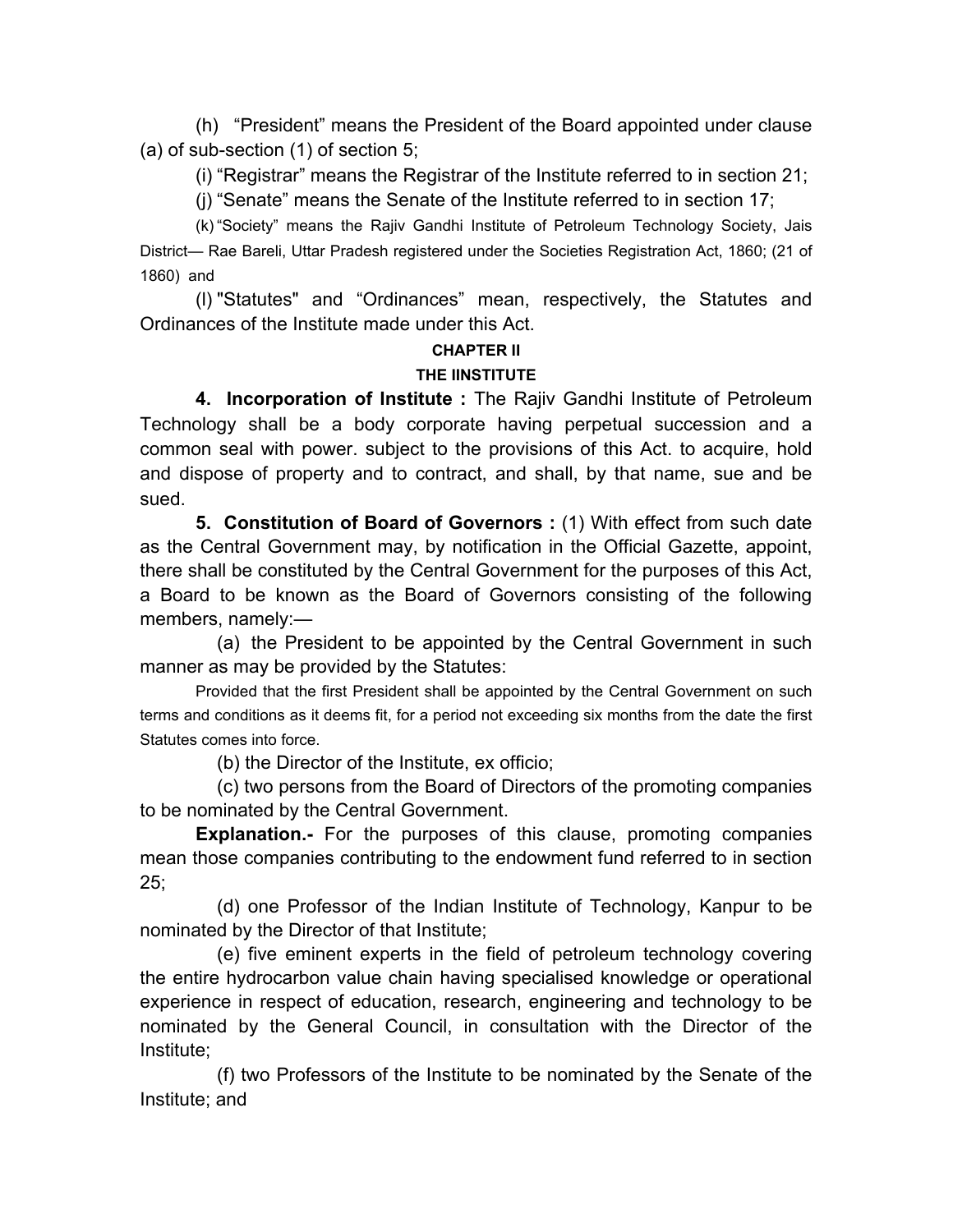(h) "President" means the President of the Board appointed under clause (a) of sub-section (1) of section 5;

(i) "Registrar" means the Registrar of the Institute referred to in section 21;

(j) "Senate" means the Senate of the Institute referred to in section 17;

(k) "Society" means the Rajiv Gandhi Institute of Petroleum Technology Society, Jais District— Rae Bareli, Uttar Pradesh registered under the Societies Registration Act, 1860; (21 of 1860) and

(l) "Statutes" and "Ordinances" mean, respectively, the Statutes and Ordinances of the Institute made under this Act.

## CHAPTER II

## THE IINSTITUTE

**4. Incorporation of Institute :** The Rajiv Gandhi Institute of Petroleum Technology shall be a body corporate having perpetual succession and a common seal with power. subject to the provisions of this Act. to acquire, hold and dispose of property and to contract, and shall, by that name, sue and be sued.

**5. Constitution of Board of Governors :** (1) With effect from such date as the Central Government may, by notification in the Official Gazette, appoint, there shall be constituted by the Central Government for the purposes of this Act, a Board to be known as the Board of Governors consisting of the following members, namely:—

(a) the President to be appointed by the Central Government in such manner as may be provided by the Statutes:

Provided that the first President shall be appointed by the Central Government on such terms and conditions as it deems fit, for a period not exceeding six months from the date the first Statutes comes into force.

(b) the Director of the Institute, ex officio;

(c) two persons from the Board of Directors of the promoting companies to be nominated by the Central Government.

**Explanation.-** For the purposes of this clause, promoting companies mean those companies contributing to the endowment fund referred to in section 25;

(d) one Professor of the Indian Institute of Technology, Kanpur to be nominated by the Director of that Institute;

(e) five eminent experts in the field of petroleum technology covering the entire hydrocarbon value chain having specialised knowledge or operational experience in respect of education, research, engineering and technology to be nominated by the General Council, in consultation with the Director of the Institute;

(f) two Professors of the Institute to be nominated by the Senate of the Institute; and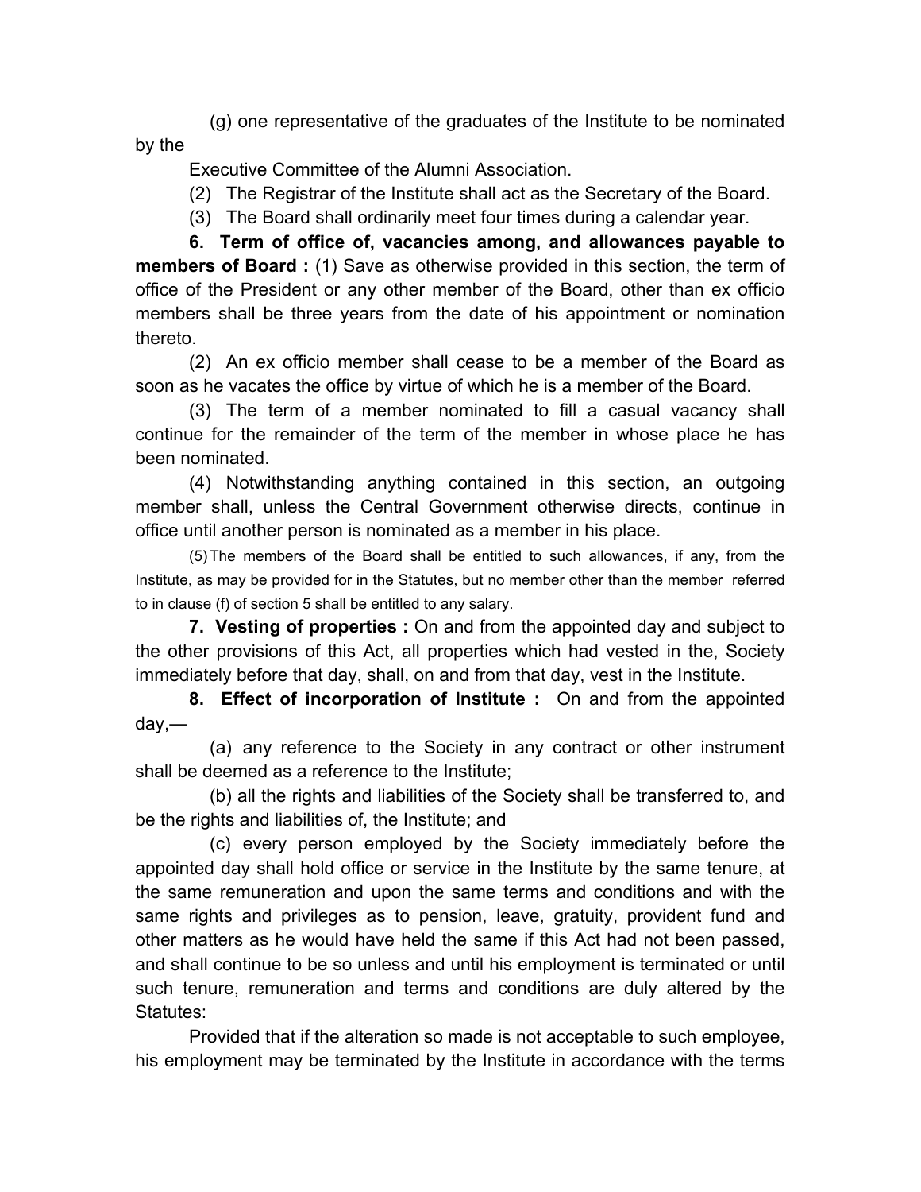(g) one representative of the graduates of the Institute to be nominated by the Executive Committee of the Alumni Association.

(2) The Registrar of the Institute shall act as the Secretary of the Board.

(3) The Board shall ordinarily meet four times during a calendar year.

**6. Term of office of, vacancies among, and allowances payable to members of Board :** (1) Save as otherwise provided in this section, the term of office of the President or any other member of the Board, other than ex officio members shall be three years from the date of his appointment or nomination thereto.

(2) An ex officio member shall cease to be a member of the Board as soon as he vacates the office by virtue of which he is a member of the Board.

(3) The term of a member nominated to fill a casual vacancy shall continue for the remainder of the term of the member in whose place he has been nominated.

(4) Notwithstanding anything contained in this section, an outgoing member shall, unless the Central Government otherwise directs, continue in office until another person is nominated as a member in his place.

(5) The members of the Board shall be entitled to such allowances, if any, from the Institute, as may be provided for in the Statutes, but no member other than the member referred to in clause (f) of section 5 shall be entitled to any salary.

**7. Vesting of properties :** On and from the appointed day and subject to the other provisions of this Act, all properties which had vested in the, Society immediately before that day, shall, on and from that day, vest in the Institute.

**8. Effect of incorporation of Institute :** On and from the appointed day,—

(a) any reference to the Society in any contract or other instrument shall be deemed as a reference to the Institute;

(b) all the rights and liabilities of the Society shall be transferred to, and be the rights and liabilities of, the Institute; and

(c) every person employed by the Society immediately before the appointed day shall hold office or service in the Institute by the same tenure, at the same remuneration and upon the same terms and conditions and with the same rights and privileges as to pension, leave, gratuity, provident fund and other matters as he would have held the same if this Act had not been passed, and shall continue to be so unless and until his employment is terminated or until such tenure, remuneration and terms and conditions are duly altered by the Statutes:

Provided that if the alteration so made is not acceptable to such employee, his employment may be terminated by the Institute in accordance with the terms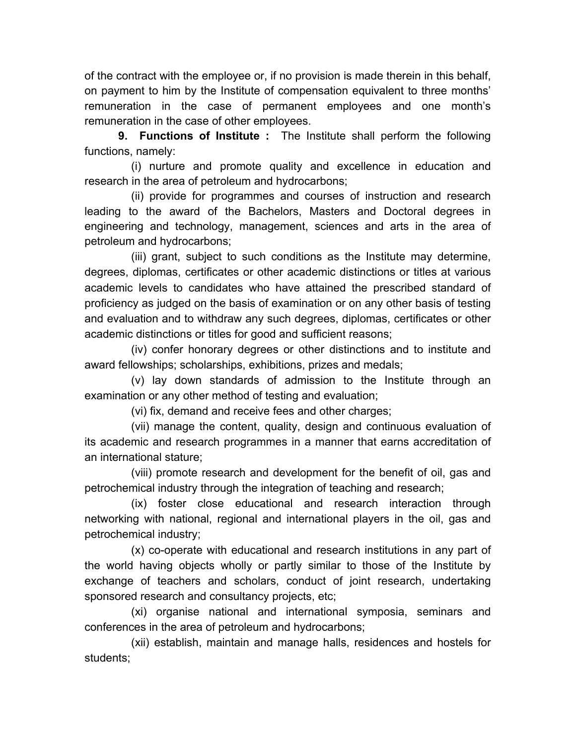of the contract with the employee or, if no provision is made therein in this behalf, on payment to him by the Institute of compensation equivalent to three months' remuneration in the case of permanent employees and one month's remuneration in the case of other employees.

**9. Functions of Institute :** The Institute shall perform the following functions, namely:

(i) nurture and promote quality and excellence in education and research in the area of petroleum and hydrocarbons;

(ii) provide for programmes and courses of instruction and research leading to the award of the Bachelors, Masters and Doctoral degrees in engineering and technology, management, sciences and arts in the area of petroleum and hydrocarbons;

(iii) grant, subject to such conditions as the Institute may determine, degrees, diplomas, certificates or other academic distinctions or titles at various academic levels to candidates who have attained the prescribed standard of proficiency as judged on the basis of examination or on any other basis of testing and evaluation and to withdraw any such degrees, diplomas, certificates or other academic distinctions or titles for good and sufficient reasons;

(iv) confer honorary degrees or other distinctions and to institute and award fellowships; scholarships, exhibitions, prizes and medals;

(v) lay down standards of admission to the Institute through an examination or any other method of testing and evaluation;

(vi) fix, demand and receive fees and other charges;

(vii) manage the content, quality, design and continuous evaluation of its academic and research programmes in a manner that earns accreditation of an international stature;

(viii) promote research and development for the benefit of oil, gas and petrochemical industry through the integration of teaching and research;

(ix) foster close educational and research interaction through networking with national, regional and international players in the oil, gas and petrochemical industry;

(x) co-operate with educational and research institutions in any part of the world having objects wholly or partly similar to those of the Institute by exchange of teachers and scholars, conduct of joint research, undertaking sponsored research and consultancy projects, etc;

(xi) organise national and international symposia, seminars and conferences in the area of petroleum and hydrocarbons;

(xii) establish, maintain and manage halls, residences and hostels for students;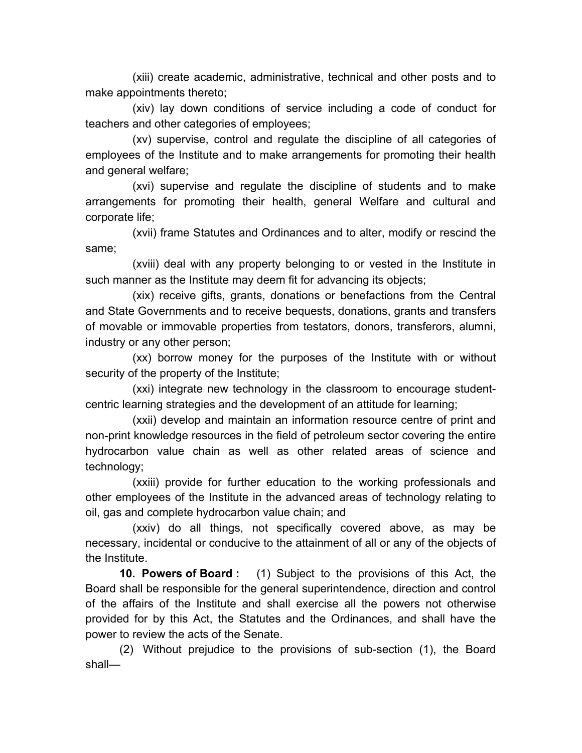(xiii) create academic, administrative, technical and other posts and to make appointments thereto;

(xiv) lay down conditions of service including a code of conduct for teachers and other categories of employees;

(xv) supervise, control and regulate the discipline of all categories of employees of the Institute and to make arrangements for promoting their health and general welfare;

(xvi) supervise and regulate the discipline of students and to make arrangements for promoting their health, general Welfare and cultural and corporate life;

(xvii) frame Statutes and Ordinances and to alter, modify or rescind the same;

(xviii) deal with any property belonging to or vested in the Institute in such manner as the Institute may deem fit for advancing its objects;

(xix) receive gifts, grants, donations or benefactions from the Central and State Governments and to receive bequests, donations, grants and transfers of movable or immovable properties from testators, donors, transferors, alumni, industry or any other person;

(xx) borrow money for the purposes of the Institute with or without security of the property of the Institute;

(xxi) integrate new technology in the classroom to encourage student-centric learning strategies and the development of an attitude for learning;

(xxii) develop and maintain an information resource centre of print and non-print knowledge resources in the field of petroleum sector covering the entire hydrocarbon value chain as well as other related areas of science and technology;

(xxiii) provide for further education to the working professionals and other employees of the Institute in the advanced areas of technology relating to oil, gas and complete hydrocarbon value chain; and

(xxiv) do all things, not specifically covered above, as may be necessary, incidental or conducive to the attainment of all or any of the objects of the Institute.

**10. Powers of Board :** (1) Subject to the provisions of this Act, the Board shall be responsible for the general superintendence, direction and control of the affairs of the Institute and shall exercise all the powers not otherwise provided for by this Act, the Statutes and the Ordinances, and shall have the power to review the acts of the Senate.

(2) Without prejudice to the provisions of sub-section (1), the Board shall—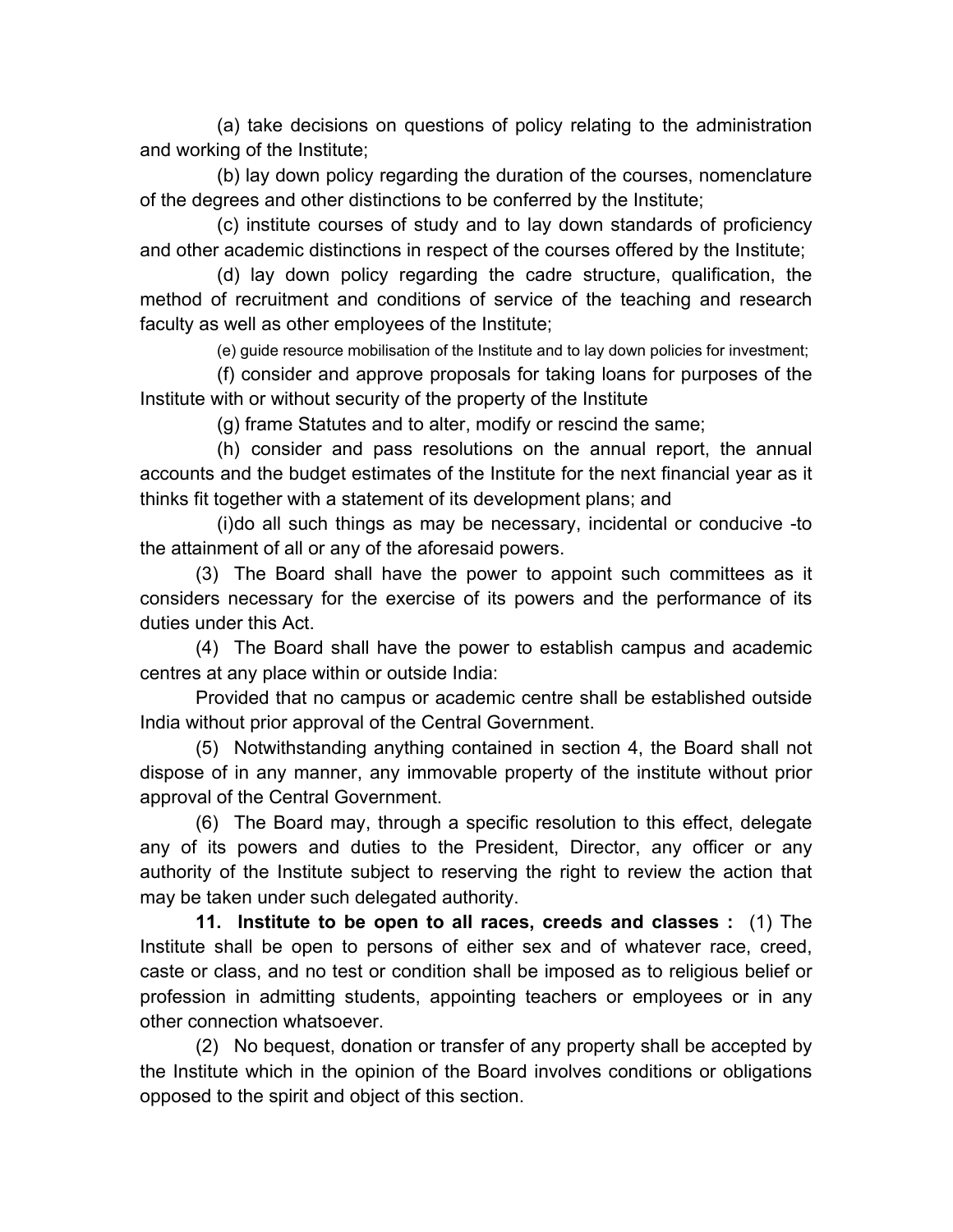(a) take decisions on questions of policy relating to the administration and working of the Institute;

(b) lay down policy regarding the duration of the courses, nomenclature of the degrees and other distinctions to be conferred by the Institute;

(c) institute courses of study and to lay down standards of proficiency and other academic distinctions in respect of the courses offered by the Institute;

(d) lay down policy regarding the cadre structure, qualification, the method of recruitment and conditions of service of the teaching and research faculty as well as other employees of the Institute;

(e) guide resource mobilisation of the Institute and to lay down policies for investment;

(f) consider and approve proposals for taking loans for purposes of the Institute with or without security of the property of the Institute

(g) frame Statutes and to alter, modify or rescind the same;

(h) consider and pass resolutions on the annual report, the annual accounts and the budget estimates of the Institute for the next financial year as it thinks fit together with a statement of its development plans; and

(i)do all such things as may be necessary, incidental or conducive -to the attainment of all or any of the aforesaid powers.

(3) The Board shall have the power to appoint such committees as it considers necessary for the exercise of its powers and the performance of its duties under this Act.

(4) The Board shall have the power to establish campus and academic centres at any place within or outside India:

Provided that no campus or academic centre shall be established outside India without prior approval of the Central Government.

(5) Notwithstanding anything contained in section 4, the Board shall not dispose of in any manner, any immovable property of the institute without prior approval of the Central Government.

(6) The Board may, through a specific resolution to this effect, delegate any of its powers and duties to the President, Director, any officer or any authority of the Institute subject to reserving the right to review the action that may be taken under such delegated authority.

**11. Institute to be open to all races, creeds and classes :** (1) The Institute shall be open to persons of either sex and of whatever race, creed, caste or class, and no test or condition shall be imposed as to religious belief or profession in admitting students, appointing teachers or employees or in any other connection whatsoever.

(2) No bequest, donation or transfer of any property shall be accepted by the Institute which in the opinion of the Board involves conditions or obligations opposed to the spirit and object of this section.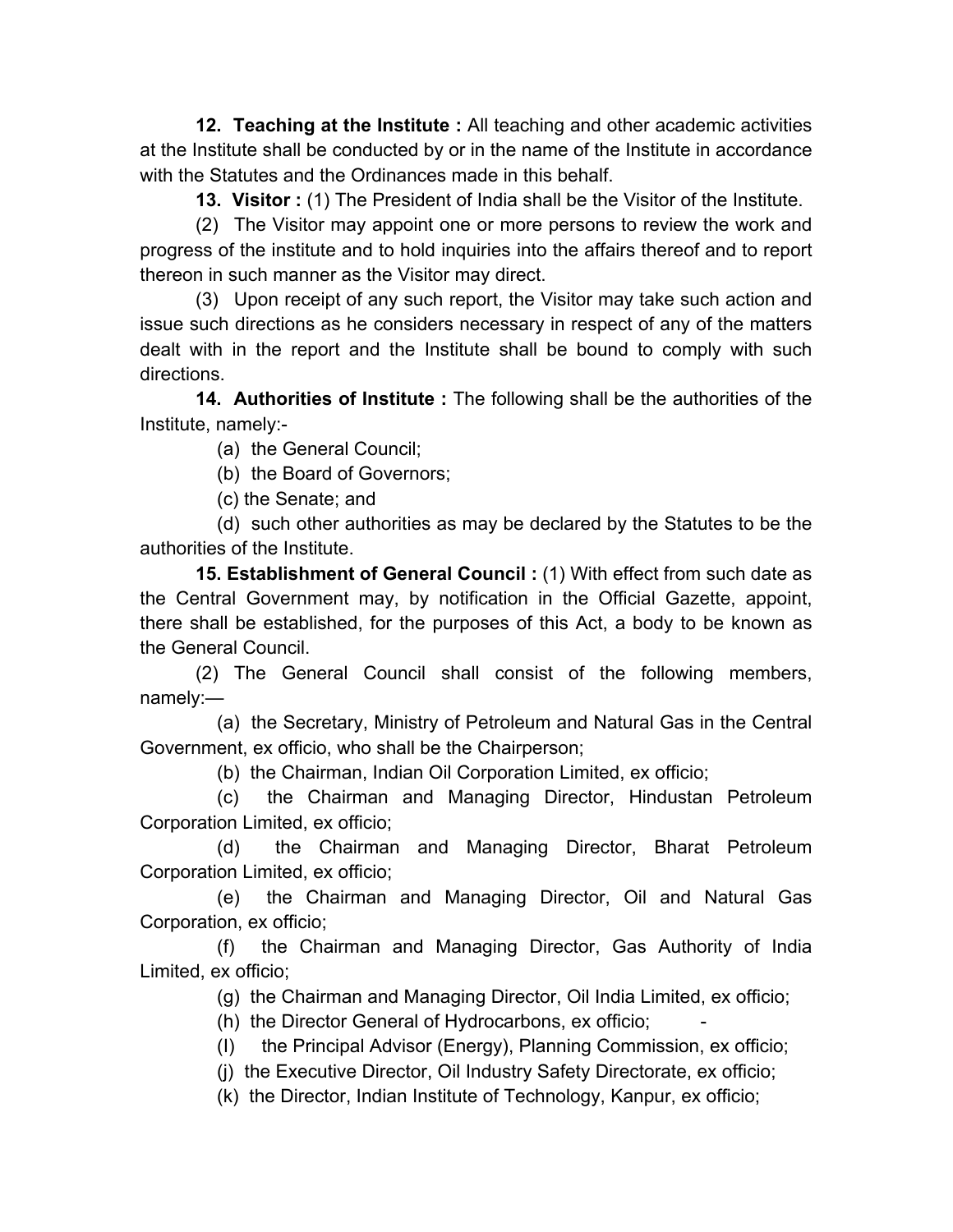**12. Teaching at the Institute :** All teaching and other academic activities at the Institute shall be conducted by or in the name of the Institute in accordance with the Statutes and the Ordinances made in this behalf.

**13. Visitor :** (1) The President of India shall be the Visitor of the Institute.

(2) The Visitor may appoint one or more persons to review the work and progress of the institute and to hold inquiries into the affairs thereof and to report thereon in such manner as the Visitor may direct.

(3) Upon receipt of any such report, the Visitor may take such action and issue such directions as he considers necessary in respect of any of the matters dealt with in the report and the Institute shall be bound to comply with such directions.

**14. Authorities of Institute :** The following shall be the authorities of the Institute, namely:-

(a) the General Council;

(b) the Board of Governors;

(c) the Senate; and

(d) such other authorities as may be declared by the Statutes to be the authorities of the Institute.

**15. Establishment of General Council :** (1) With effect from such date as the Central Government may, by notification in the Official Gazette, appoint, there shall be established, for the purposes of this Act, a body to be known as the General Council.

(2) The General Council shall consist of the following members, namely:—

(a) the Secretary, Ministry of Petroleum and Natural Gas in the Central Government, ex officio, who shall be the Chairperson;

(b) the Chairman, Indian Oil Corporation Limited, ex officio;

(c) the Chairman and Managing Director, Hindustan Petroleum Corporation Limited, ex officio;

(d) the Chairman and Managing Director, Bharat Petroleum Corporation Limited, ex officio;

(e) the Chairman and Managing Director, Oil and Natural Gas Corporation, ex officio;

(f) the Chairman and Managing Director, Gas Authority of India Limited, ex officio;

(g) the Chairman and Managing Director, Oil India Limited, ex officio;

(h) the Director General of Hydrocarbons, ex officio; -

(I) the Principal Advisor (Energy), Planning Commission, ex officio;

(j) the Executive Director, Oil Industry Safety Directorate, ex officio;

(k) the Director, Indian Institute of Technology, Kanpur, ex officio;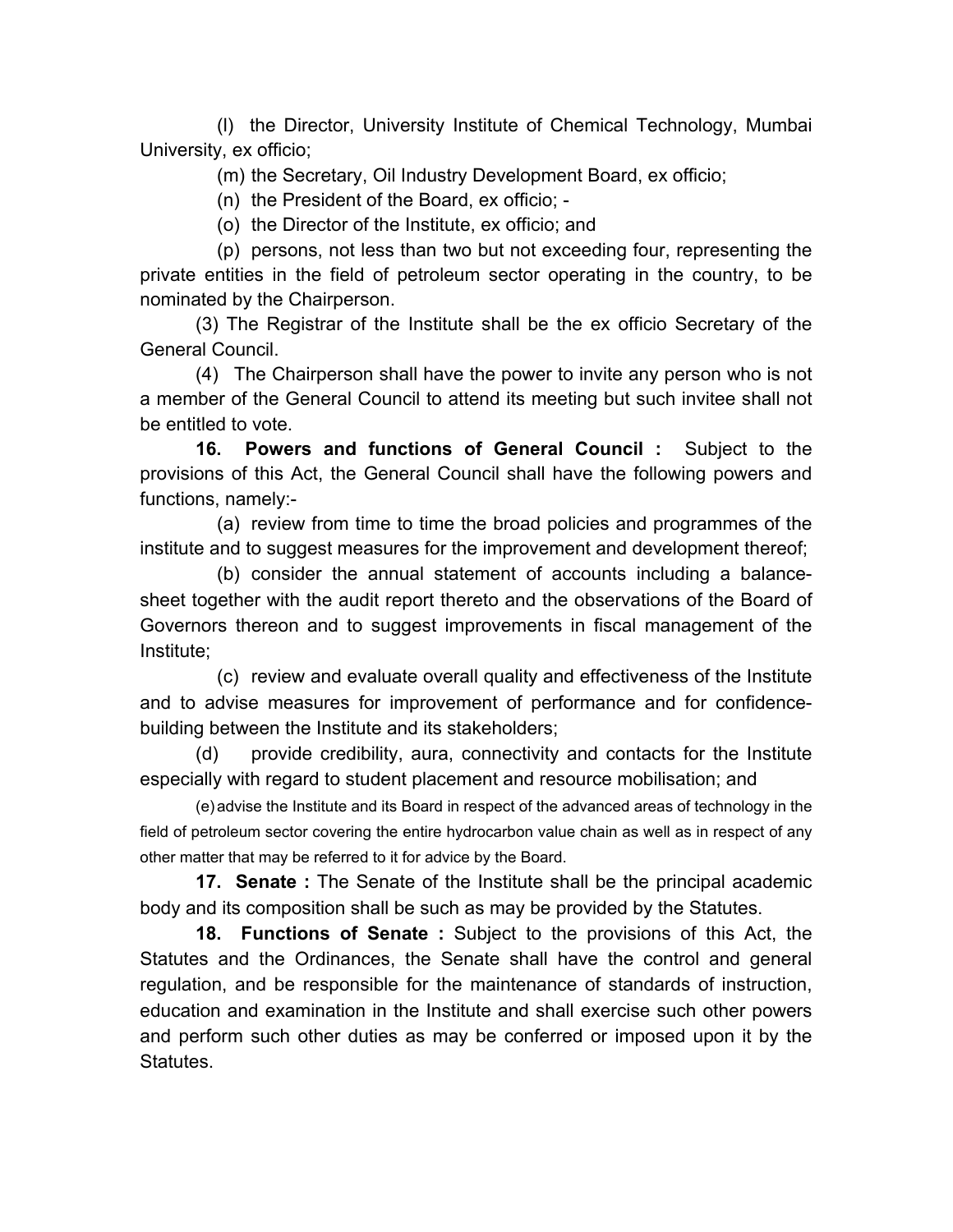(l) the Director, University Institute of Chemical Technology, Mumbai University, ex officio;

(m) the Secretary, Oil Industry Development Board, ex officio;

(n) the President of the Board, ex officio; -

(o) the Director of the Institute, ex officio; and

(p) persons, not less than two but not exceeding four, representing the private entities in the field of petroleum sector operating in the country, to be nominated by the Chairperson.

(3) The Registrar of the Institute shall be the ex officio Secretary of the General Council.

(4) The Chairperson shall have the power to invite any person who is not a member of the General Council to attend its meeting but such invitee shall not be entitled to vote.

**16. Powers and functions of General Council :** Subject to the provisions of this Act, the General Council shall have the following powers and functions, namely:-

(a) review from time to time the broad policies and programmes of the institute and to suggest measures for the improvement and development thereof;

(b) consider the annual statement of accounts including a balance-sheet together with the audit report thereto and the observations of the Board of Governors thereon and to suggest improvements in fiscal management of the Institute;

(c) review and evaluate overall quality and effectiveness of the Institute and to advise measures for improvement of performance and for confidence-building between the Institute and its stakeholders;

(d) provide credibility, aura, connectivity and contacts for the Institute especially with regard to student placement and resource mobilisation; and

(e) advise the Institute and its Board in respect of the advanced areas of technology in the field of petroleum sector covering the entire hydrocarbon value chain as well as in respect of any other matter that may be referred to it for advice by the Board.

**17. Senate :** The Senate of the Institute shall be the principal academic body and its composition shall be such as may be provided by the Statutes.

**18. Functions of Senate :** Subject to the provisions of this Act, the Statutes and the Ordinances, the Senate shall have the control and general regulation, and be responsible for the maintenance of standards of instruction, education and examination in the Institute and shall exercise such other powers and perform such other duties as may be conferred or imposed upon it by the Statutes.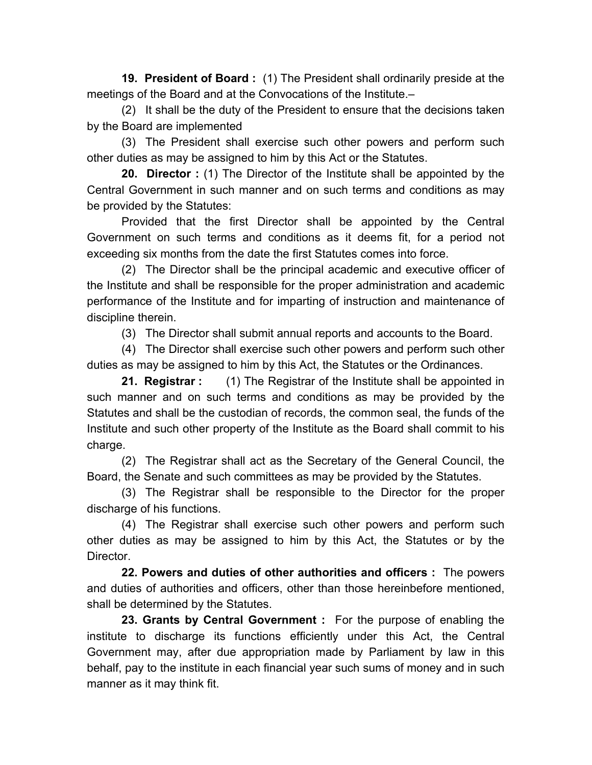**19. President of Board :** (1) The President shall ordinarily preside at the meetings of the Board and at the Convocations of the Institute.–

(2) It shall be the duty of the President to ensure that the decisions taken by the Board are implemented

(3) The President shall exercise such other powers and perform such other duties as may be assigned to him by this Act or the Statutes.

**20. Director :** (1) The Director of the Institute shall be appointed by the Central Government in such manner and on such terms and conditions as may be provided by the Statutes:

Provided that the first Director shall be appointed by the Central Government on such terms and conditions as it deems fit, for a period not exceeding six months from the date the first Statutes comes into force.

(2) The Director shall be the principal academic and executive officer of the Institute and shall be responsible for the proper administration and academic performance of the Institute and for imparting of instruction and maintenance of discipline therein.

(3) The Director shall submit annual reports and accounts to the Board.

(4) The Director shall exercise such other powers and perform such other duties as may be assigned to him by this Act, the Statutes or the Ordinances.

**21. Registrar :** (1) The Registrar of the Institute shall be appointed in such manner and on such terms and conditions as may be provided by the Statutes and shall be the custodian of records, the common seal, the funds of the Institute and such other property of the Institute as the Board shall commit to his charge.

(2) The Registrar shall act as the Secretary of the General Council, the Board, the Senate and such committees as may be provided by the Statutes.

(3) The Registrar shall be responsible to the Director for the proper discharge of his functions.

(4) The Registrar shall exercise such other powers and perform such other duties as may be assigned to him by this Act, the Statutes or by the Director.

**22. Powers and duties of other authorities and officers :** The powers and duties of authorities and officers, other than those hereinbefore mentioned, shall be determined by the Statutes.

**23. Grants by Central Government :** For the purpose of enabling the institute to discharge its functions efficiently under this Act, the Central Government may, after due appropriation made by Parliament by law in this behalf, pay to the institute in each financial year such sums of money and in such manner as it may think fit.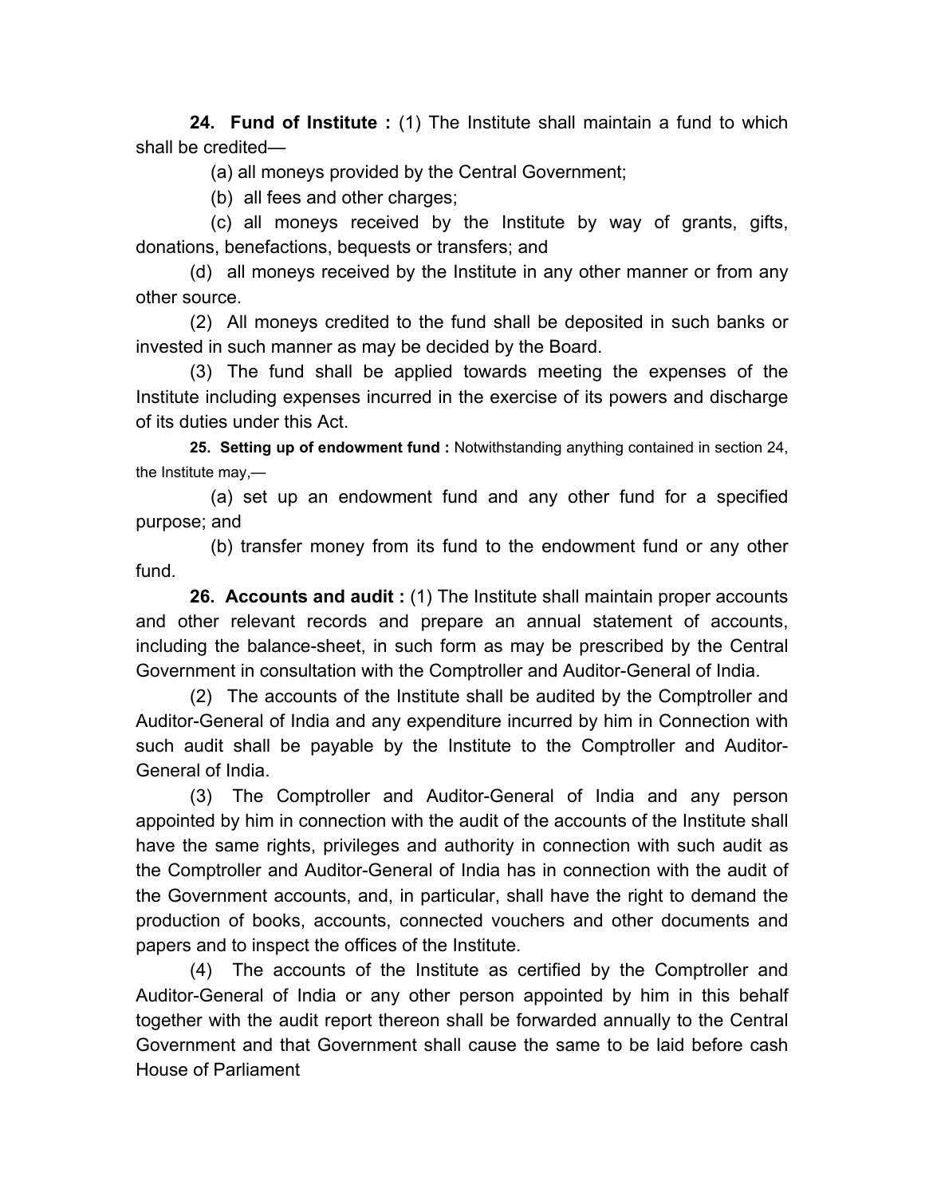**24. Fund of Institute :** (1) The Institute shall maintain a fund to which shall be credited—

(a) all moneys provided by the Central Government;

(b) all fees and other charges;

(c) all moneys received by the Institute by way of grants, gifts, donations, benefactions, bequests or transfers; and

(d) all moneys received by the Institute in any other manner or from any other source.

(2) All moneys credited to the fund shall be deposited in such banks or invested in such manner as may be decided by the Board.

(3) The fund shall be applied towards meeting the expenses of the Institute including expenses incurred in the exercise of its powers and discharge of its duties under this Act.

**25. Setting up of endowment fund :** Notwithstanding anything contained in section 24, the Institute may,—

(a) set up an endowment fund and any other fund for a specified purpose; and

(b) transfer money from its fund to the endowment fund or any other fund.

**26. Accounts and audit :** (1) The Institute shall maintain proper accounts and other relevant records and prepare an annual statement of accounts, including the balance-sheet, in such form as may be prescribed by the Central Government in consultation with the Comptroller and Auditor-General of India.

(2) The accounts of the Institute shall be audited by the Comptroller and Auditor-General of India and any expenditure incurred by him in Connection with such audit shall be payable by the Institute to the Comptroller and Auditor-General of India.

(3) The Comptroller and Auditor-General of India and any person appointed by him in connection with the audit of the accounts of the Institute shall have the same rights, privileges and authority in connection with such audit as the Comptroller and Auditor-General of India has in connection with the audit of the Government accounts, and, in particular, shall have the right to demand the production of books, accounts, connected vouchers and other documents and papers and to inspect the offices of the Institute.

(4) The accounts of the Institute as certified by the Comptroller and Auditor-General of India or any other person appointed by him in this behalf together with the audit report thereon shall be forwarded annually to the Central Government and that Government shall cause the same to be laid before cash House of Parliament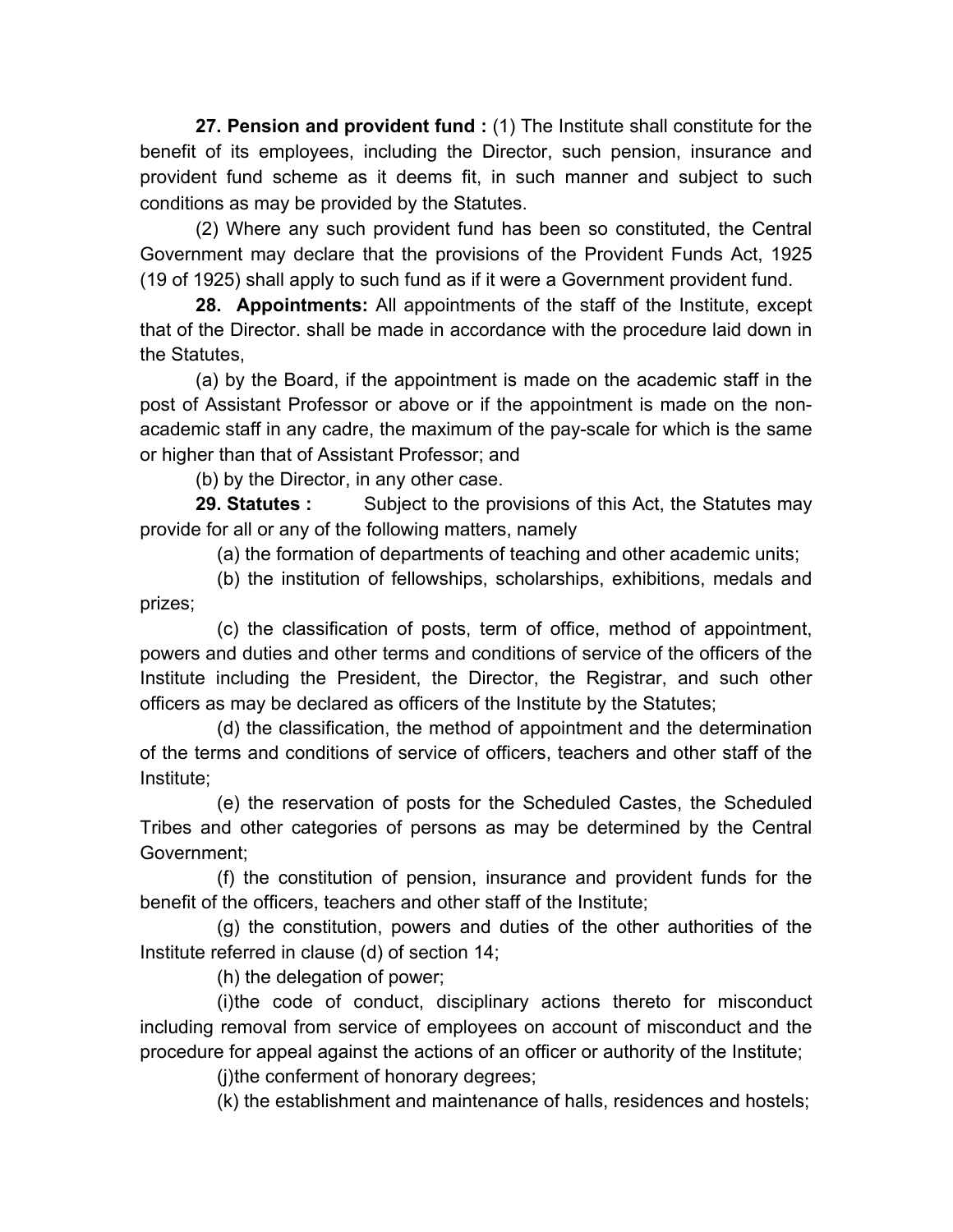**27. Pension and provident fund :** (1) The Institute shall constitute for the benefit of its employees, including the Director, such pension, insurance and provident fund scheme as it deems fit, in such manner and subject to such conditions as may be provided by the Statutes.

(2) Where any such provident fund has been so constituted, the Central Government may declare that the provisions of the Provident Funds Act, 1925 (19 of 1925) shall apply to such fund as if it were a Government provident fund.

**28. Appointments:** All appointments of the staff of the Institute, except that of the Director. shall be made in accordance with the procedure laid down in the Statutes,

(a) by the Board, if the appointment is made on the academic staff in the post of Assistant Professor or above or if the appointment is made on the non-academic staff in any cadre, the maximum of the pay-scale for which is the same or higher than that of Assistant Professor; and

(b) by the Director, in any other case.

**29. Statutes :** Subject to the provisions of this Act, the Statutes may provide for all or any of the following matters, namely

(a) the formation of departments of teaching and other academic units;

(b) the institution of fellowships, scholarships, exhibitions, medals and prizes;

(c) the classification of posts, term of office, method of appointment, powers and duties and other terms and conditions of service of the officers of the Institute including the President, the Director, the Registrar, and such other officers as may be declared as officers of the Institute by the Statutes;

(d) the classification, the method of appointment and the determination of the terms and conditions of service of officers, teachers and other staff of the Institute;

(e) the reservation of posts for the Scheduled Castes, the Scheduled Tribes and other categories of persons as may be determined by the Central Government;

(f) the constitution of pension, insurance and provident funds for the benefit of the officers, teachers and other staff of the Institute;

(g) the constitution, powers and duties of the other authorities of the Institute referred in clause (d) of section 14;

(h) the delegation of power;

(i)the code of conduct, disciplinary actions thereto for misconduct including removal from service of employees on account of misconduct and the procedure for appeal against the actions of an officer or authority of the Institute;

(j)the conferment of honorary degrees;

(k) the establishment and maintenance of halls, residences and hostels;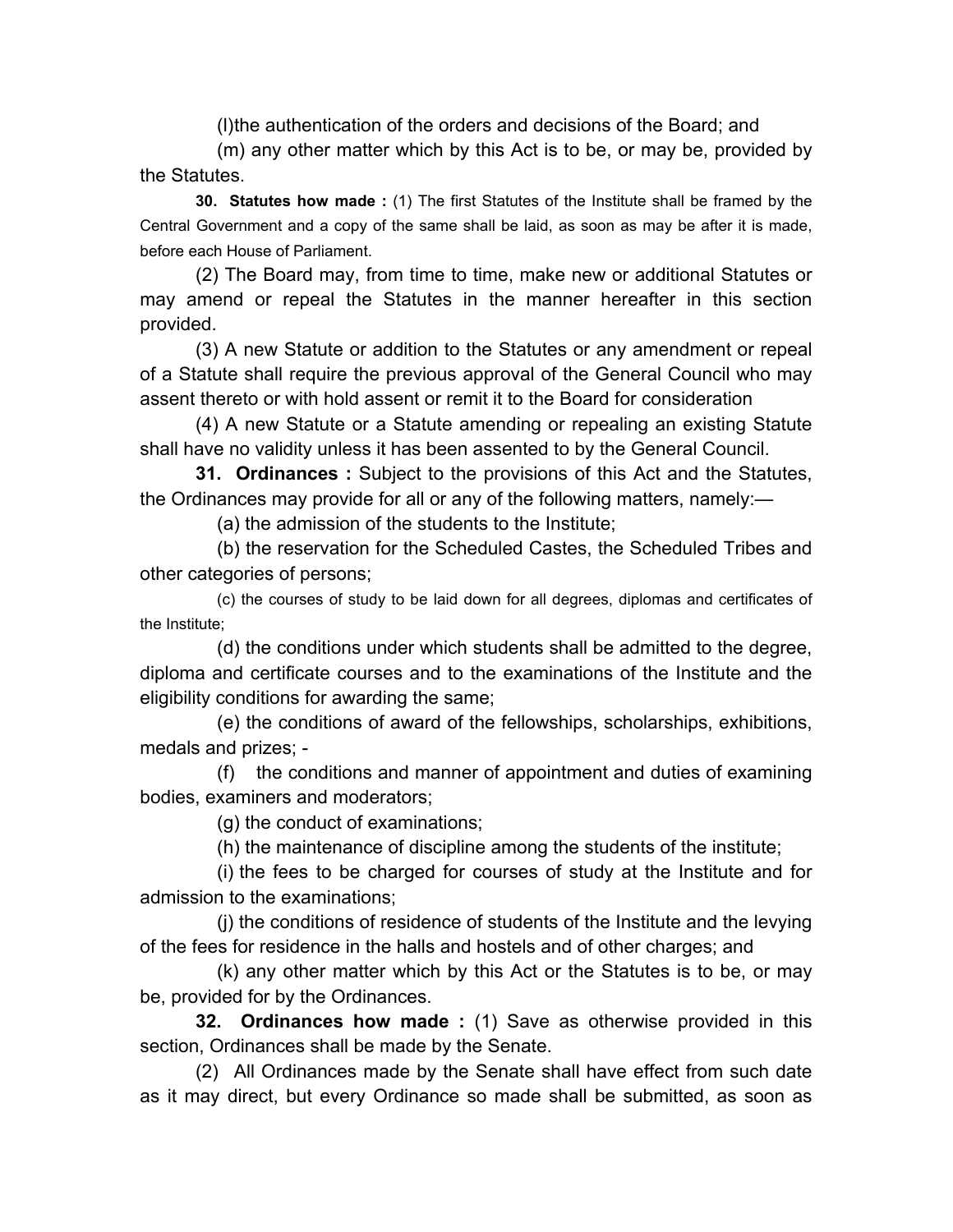(l)the authentication of the orders and decisions of the Board; and

(m) any other matter which by this Act is to be, or may be, provided by the Statutes.

**30. Statutes how made :** (1) The first Statutes of the Institute shall be framed by the Central Government and a copy of the same shall be laid, as soon as may be after it is made, before each House of Parliament.

(2) The Board may, from time to time, make new or additional Statutes or may amend or repeal the Statutes in the manner hereafter in this section provided.

(3) A new Statute or addition to the Statutes or any amendment or repeal of a Statute shall require the previous approval of the General Council who may assent thereto or with hold assent or remit it to the Board for consideration

(4) A new Statute or a Statute amending or repealing an existing Statute shall have no validity unless it has been assented to by the General Council.

**31. Ordinances :** Subject to the provisions of this Act and the Statutes, the Ordinances may provide for all or any of the following matters, namely:—

(a) the admission of the students to the Institute;

(b) the reservation for the Scheduled Castes, the Scheduled Tribes and other categories of persons;

(c) the courses of study to be laid down for all degrees, diplomas and certificates of the Institute;

(d) the conditions under which students shall be admitted to the degree, diploma and certificate courses and to the examinations of the Institute and the eligibility conditions for awarding the same;

(e) the conditions of award of the fellowships, scholarships, exhibitions, medals and prizes; -

(f) the conditions and manner of appointment and duties of examining bodies, examiners and moderators;

(g) the conduct of examinations;

(h) the maintenance of discipline among the students of the institute;

(i) the fees to be charged for courses of study at the Institute and for admission to the examinations;

(j) the conditions of residence of students of the Institute and the levying of the fees for residence in the halls and hostels and of other charges; and

(k) any other matter which by this Act or the Statutes is to be, or may be, provided for by the Ordinances.

**32. Ordinances how made :** (1) Save as otherwise provided in this section, Ordinances shall be made by the Senate.

(2) All Ordinances made by the Senate shall have effect from such date as it may direct, but every Ordinance so made shall be submitted, as soon as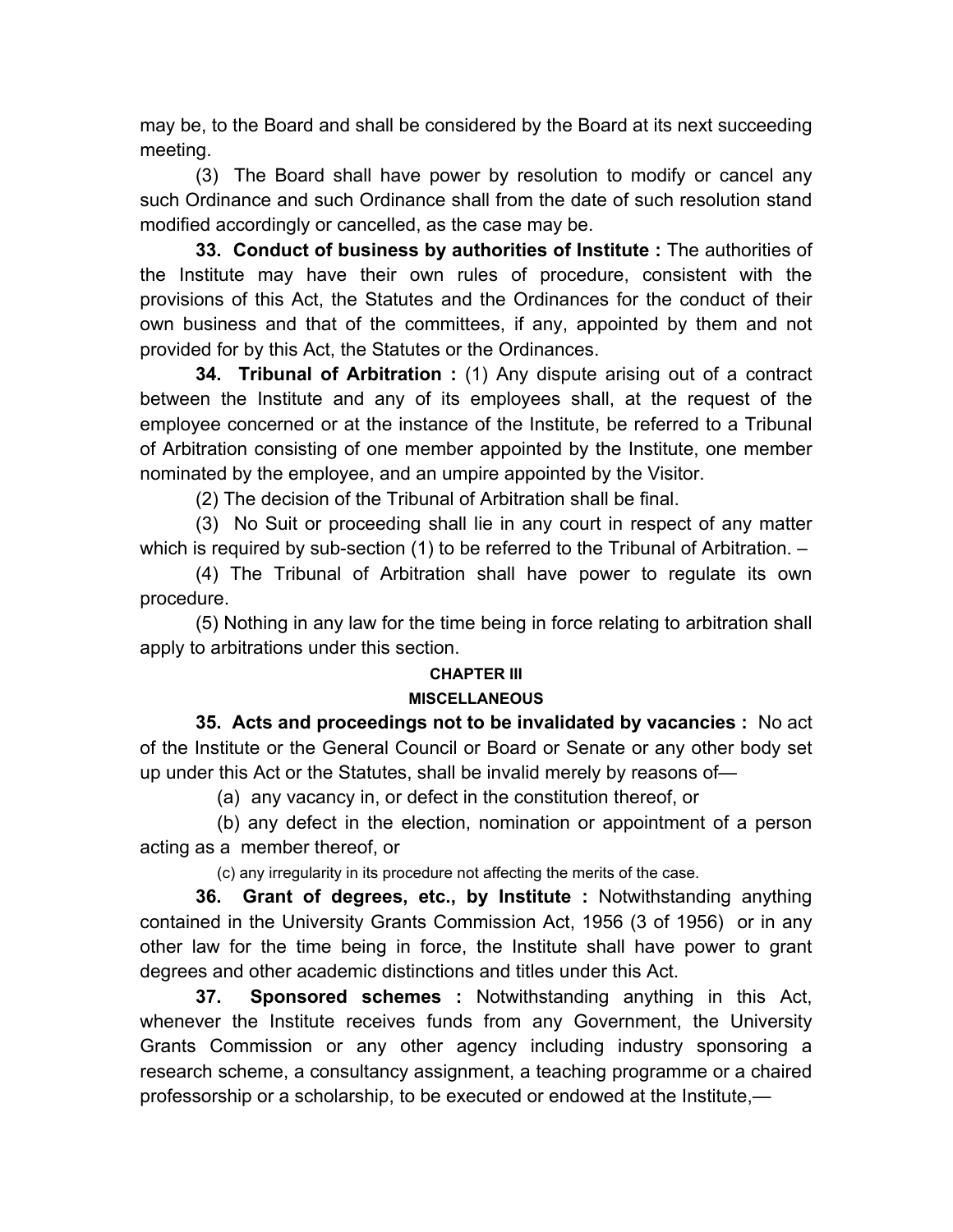may be, to the Board and shall be considered by the Board at its next succeeding meeting.

(3) The Board shall have power by resolution to modify or cancel any such Ordinance and such Ordinance shall from the date of such resolution stand modified accordingly or cancelled, as the case may be.

**33. Conduct of business by authorities of Institute :** The authorities of the Institute may have their own rules of procedure, consistent with the provisions of this Act, the Statutes and the Ordinances for the conduct of their own business and that of the committees, if any, appointed by them and not provided for by this Act, the Statutes or the Ordinances.

**34. Tribunal of Arbitration :** (1) Any dispute arising out of a contract between the Institute and any of its employees shall, at the request of the employee concerned or at the instance of the Institute, be referred to a Tribunal of Arbitration consisting of one member appointed by the Institute, one member nominated by the employee, and an umpire appointed by the Visitor.

(2) The decision of the Tribunal of Arbitration shall be final.

(3) No Suit or proceeding shall lie in any court in respect of any matter which is required by sub-section (1) to be referred to the Tribunal of Arbitration. –

(4) The Tribunal of Arbitration shall have power to regulate its own procedure.

(5) Nothing in any law for the time being in force relating to arbitration shall apply to arbitrations under this section.

## CHAPTER III

## MISCELLANEOUS

**35. Acts and proceedings not to be invalidated by vacancies :** No act of the Institute or the General Council or Board or Senate or any other body set up under this Act or the Statutes, shall be invalid merely by reasons of—

(a) any vacancy in, or defect in the constitution thereof, or

(b) any defect in the election, nomination or appointment of a person acting as a member thereof, or

(c) any irregularity in its procedure not affecting the merits of the case.

**36. Grant of degrees, etc., by Institute :** Notwithstanding anything contained in the University Grants Commission Act, 1956 (3 of 1956) or in any other law for the time being in force, the Institute shall have power to grant degrees and other academic distinctions and titles under this Act.

**37. Sponsored schemes :** Notwithstanding anything in this Act, whenever the Institute receives funds from any Government, the University Grants Commission or any other agency including industry sponsoring a research scheme, a consultancy assignment, a teaching programme or a chaired professorship or a scholarship, to be executed or endowed at the Institute,—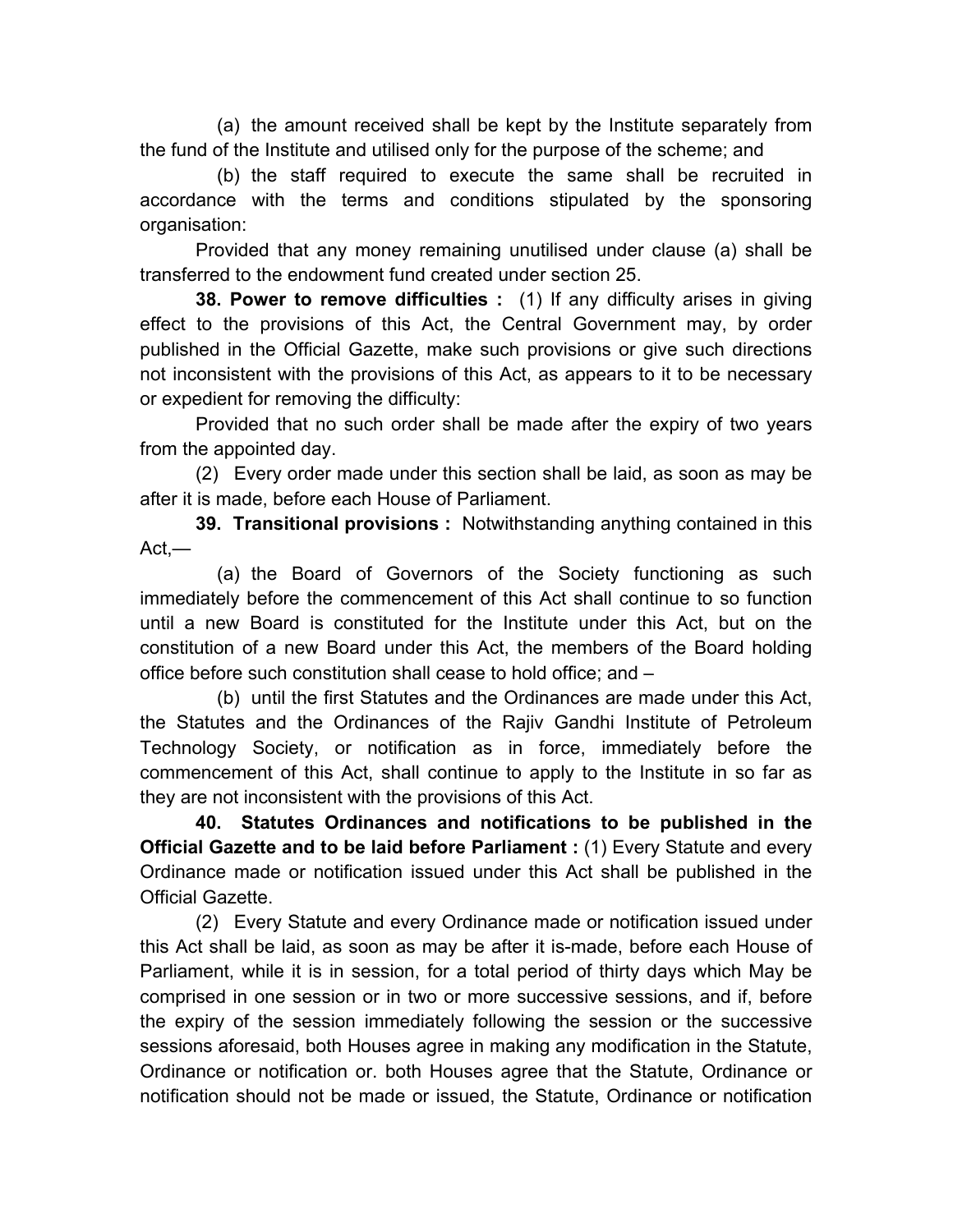(a) the amount received shall be kept by the Institute separately from the fund of the Institute and utilised only for the purpose of the scheme; and

(b) the staff required to execute the same shall be recruited in accordance with the terms and conditions stipulated by the sponsoring organisation:

Provided that any money remaining unutilised under clause (a) shall be transferred to the endowment fund created under section 25.

**38. Power to remove difficulties :** (1) If any difficulty arises in giving effect to the provisions of this Act, the Central Government may, by order published in the Official Gazette, make such provisions or give such directions not inconsistent with the provisions of this Act, as appears to it to be necessary or expedient for removing the difficulty:

Provided that no such order shall be made after the expiry of two years from the appointed day.

(2) Every order made under this section shall be laid, as soon as may be after it is made, before each House of Parliament.

**39. Transitional provisions :** Notwithstanding anything contained in this Act,—

(a) the Board of Governors of the Society functioning as such immediately before the commencement of this Act shall continue to so function until a new Board is constituted for the Institute under this Act, but on the constitution of a new Board under this Act, the members of the Board holding office before such constitution shall cease to hold office; and –

(b) until the first Statutes and the Ordinances are made under this Act, the Statutes and the Ordinances of the Rajiv Gandhi Institute of Petroleum Technology Society, or notification as in force, immediately before the commencement of this Act, shall continue to apply to the Institute in so far as they are not inconsistent with the provisions of this Act.

**40. Statutes Ordinances and notifications to be published in the Official Gazette and to be laid before Parliament :** (1) Every Statute and every Ordinance made or notification issued under this Act shall be published in the Official Gazette.

(2) Every Statute and every Ordinance made or notification issued under this Act shall be laid, as soon as may be after it is-made, before each House of Parliament, while it is in session, for a total period of thirty days which May be comprised in one session or in two or more successive sessions, and if, before the expiry of the session immediately following the session or the successive sessions aforesaid, both Houses agree in making any modification in the Statute, Ordinance or notification or. both Houses agree that the Statute, Ordinance or notification should not be made or issued, the Statute, Ordinance or notification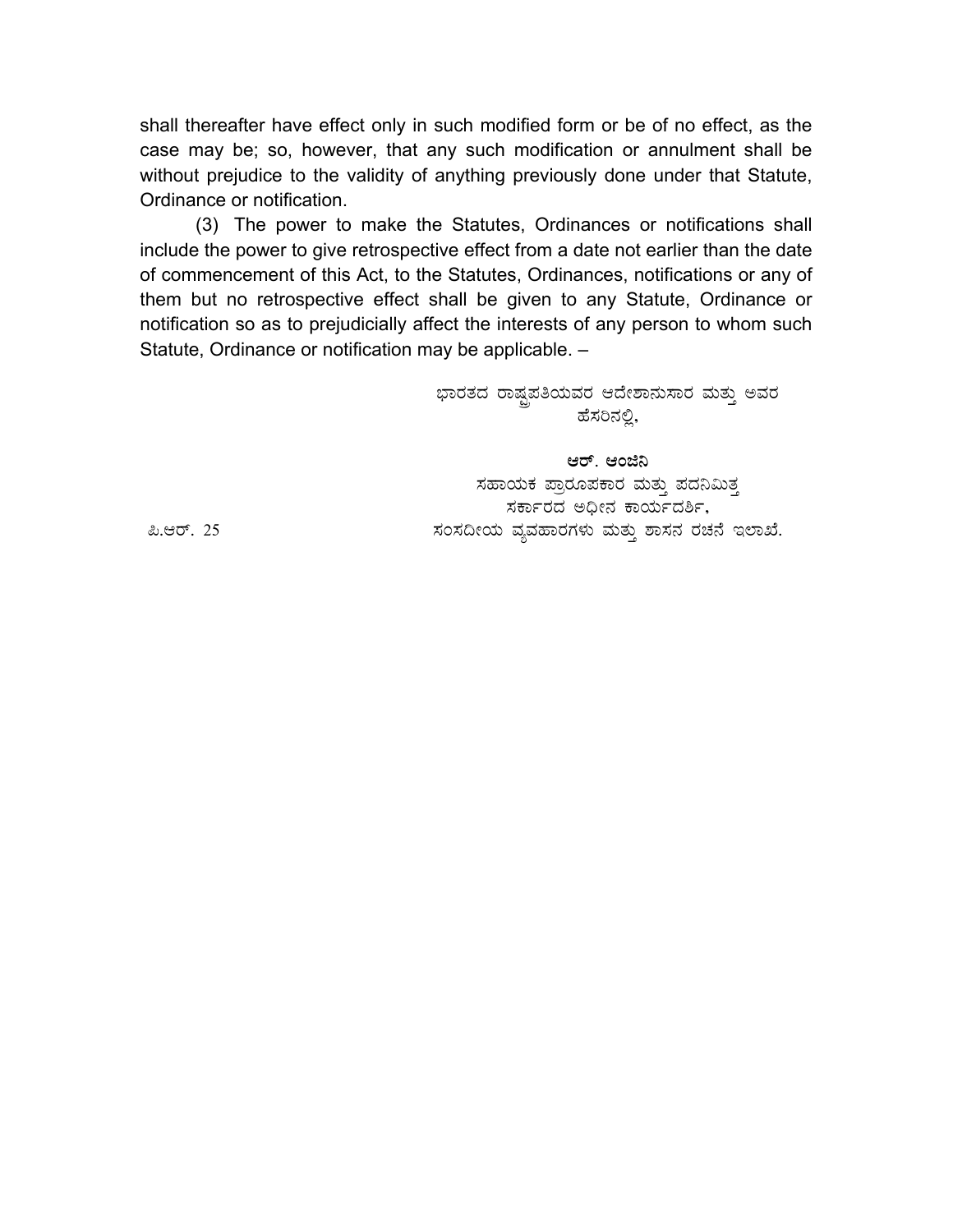shall thereafter have effect only in such modified form or be of no effect, as the case may be; so, however, that any such modification or annulment shall be without prejudice to the validity of anything previously done under that Statute, Ordinance or notification.

(3) The power to make the Statutes, Ordinances or notifications shall include the power to give retrospective effect from a date not earlier than the date of commencement of this Act, to the Statutes, Ordinances, notifications or any of them but no retrospective effect shall be given to any Statute, Ordinance or notification so as to prejudicially affect the interests of any person to whom such Statute, Ordinance or notification may be applicable. –

ಭಾರತದ ರಾಷ್ಟ್ರಪತಿಯವರ ಆದೇಶಾನುಸಾರ ಮತ್ತು ಅವರ ಹೆಸರಿನಲ್ಲಿ,

**ಆರ್. ಆಂಜಿನಿ**

ಸಹಾಯಕ ಪ್ರಾರೂಪಕಾರ ಮತ್ತು ಪದನಿಮಿತ್ತ
ಸರ್ಕಾರದ ಅಧೀನ ಕಾರ್ಯದರ್ಶಿ,
ಸಂಸದೀಯ ವ್ಯವಹಾರಗಳು ಮತ್ತು ಶಾಸನ ರಚನೆ ಇಲಾಖೆ.

ಪಿ.ಆರ್. 25